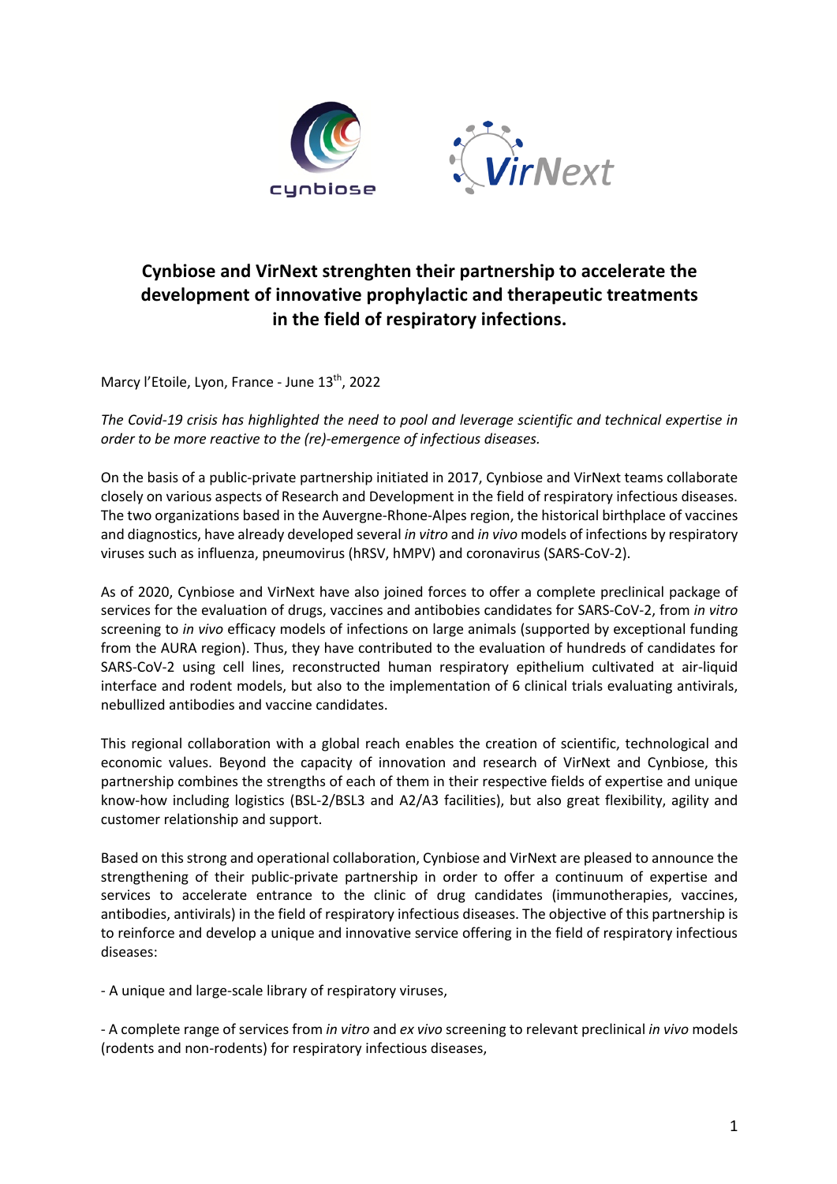# Cynbiose and VirNext strenghten their partnership to accelerate the development of innovative prophylactic and therapeutic treatments in the field of respiratory infections.

Marcy l'Etoile, Lyon, France - June 13th, 2022

*The Covid-19 crisis has highlighted the need to pool and leverage scientific and technical expertise in order to be more reactive to the (re)-emergence of infectious diseases.*

On the basis of a public-private partnership initiated in 2017, Cynbiose and VirNext teams collaborate closely on various aspects of Research and Development in the field of respiratory infectious diseases. The two organizations based in the Auvergne-Rhone-Alpes region, the historical birthplace of vaccines and diagnostics, have already developed several *in vitro* and *in vivo* models of infections by respiratory viruses such as influenza, pneumovirus (hRSV, hMPV) and coronavirus (SARS-CoV-2).

As of 2020, Cynbiose and VirNext have also joined forces to offer a complete preclinical package of services for the evaluation of drugs, vaccines and antibobies candidates for SARS-CoV-2, from *in vitro* screening to *in vivo* efficacy models of infections on large animals (supported by exceptional funding from the AURA region). Thus, they have contributed to the evaluation of hundreds of candidates for SARS-CoV-2 using cell lines, reconstructed human respiratory epithelium cultivated at air-liquid interface and rodent models, but also to the implementation of 6 clinical trials evaluating antivirals, nebullized antibodies and vaccine candidates.

This regional collaboration with a global reach enables the creation of scientific, technological and economic values. Beyond the capacity of innovation and research of VirNext and Cynbiose, this partnership combines the strengths of each of them in their respective fields of expertise and unique know-how including logistics (BSL-2/BSL3 and A2/A3 facilities), but also great flexibility, agility and customer relationship and support.

Based on this strong and operational collaboration, Cynbiose and VirNext are pleased to announce the strengthening of their public-private partnership in order to offer a continuum of expertise and services to accelerate entrance to the clinic of drug candidates (immunotherapies, vaccines, antibodies, antivirals) in the field of respiratory infectious diseases. The objective of this partnership is to reinforce and develop a unique and innovative service offering in the field of respiratory infectious diseases:

- A unique and large-scale library of respiratory viruses,

- A complete range of services from *in vitro* and *ex vivo* screening to relevant preclinical *in vivo* models (rodents and non-rodents) for respiratory infectious diseases,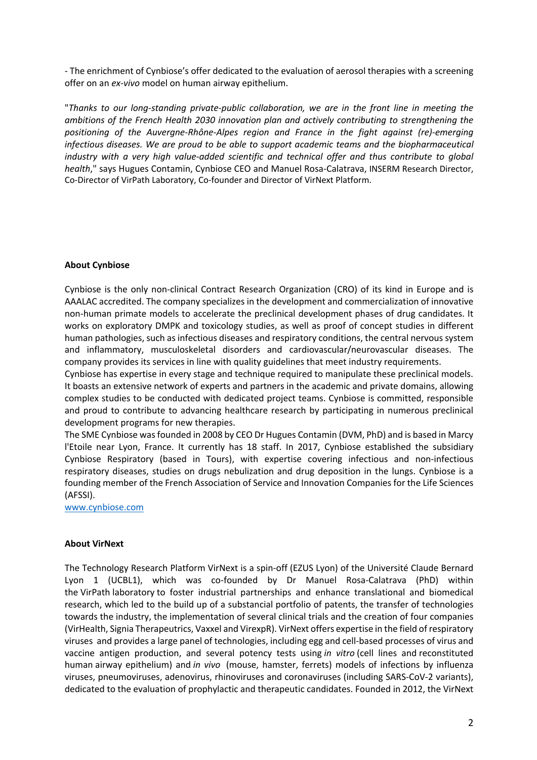- The enrichment of Cynbiose's offer dedicated to the evaluation of aerosol therapies with a screening offer on an *ex-vivo* model on human airway epithelium.

"*Thanks to our long-standing private-public collaboration, we are in the front line in meeting the ambitions of the French Health 2030 innovation plan and actively contributing to strengthening the positioning of the Auvergne-Rhône-Alpes region and France in the fight against (re)-emerging infectious diseases. We are proud to be able to support academic teams and the biopharmaceutical industry with a very high value-added scientific and technical offer and thus contribute to global health*," says Hugues Contamin, Cynbiose CEO and Manuel Rosa-Calatrava, INSERM Research Director, Co-Director of VirPath Laboratory, Co-founder and Director of VirNext Platform.

**About Cynbiose**

Cynbiose is the only non-clinical Contract Research Organization (CRO) of its kind in Europe and is AAALAC accredited. The company specializes in the development and commercialization of innovative non-human primate models to accelerate the preclinical development phases of drug candidates. It works on exploratory DMPK and toxicology studies, as well as proof of concept studies in different human pathologies, such as infectious diseases and respiratory conditions, the central nervous system and inflammatory, musculoskeletal disorders and cardiovascular/neurovascular diseases. The company provides its services in line with quality guidelines that meet industry requirements.
Cynbiose has expertise in every stage and technique required to manipulate these preclinical models. It boasts an extensive network of experts and partners in the academic and private domains, allowing complex studies to be conducted with dedicated project teams. Cynbiose is committed, responsible and proud to contribute to advancing healthcare research by participating in numerous preclinical development programs for new therapies.
The SME Cynbiose was founded in 2008 by CEO Dr Hugues Contamin (DVM, PhD) and is based in Marcy l'Etoile near Lyon, France. It currently has 18 staff. In 2017, Cynbiose established the subsidiary Cynbiose Respiratory (based in Tours), with expertise covering infectious and non-infectious respiratory diseases, studies on drugs nebulization and drug deposition in the lungs. Cynbiose is a founding member of the French Association of Service and Innovation Companies for the Life Sciences (AFSSI).
[www.cynbiose.com](http://www.cynbiose.com)

**About VirNext**

The Technology Research Platform VirNext is a spin-off (EZUS Lyon) of the Université Claude Bernard Lyon 1 (UCBL1), which was co-founded by Dr Manuel Rosa-Calatrava (PhD) within the VirPath laboratory to foster industrial partnerships and enhance translational and biomedical research, which led to the build up of a substancial portfolio of patents, the transfer of technologies towards the industry, the implementation of several clinical trials and the creation of four companies (VirHealth, Signia Therapeutrics, Vaxxel and VirexpR). VirNext offers expertise in the field of respiratory viruses and provides a large panel of technologies, including egg and cell-based processes of virus and vaccine antigen production, and several potency tests using *in vitro* (cell lines and reconstituted human airway epithelium) and *in vivo* (mouse, hamster, ferrets) models of infections by influenza viruses, pneumoviruses, adenovirus, rhinoviruses and coronaviruses (including SARS-CoV-2 variants), dedicated to the evaluation of prophylactic and therapeutic candidates. Founded in 2012, the VirNext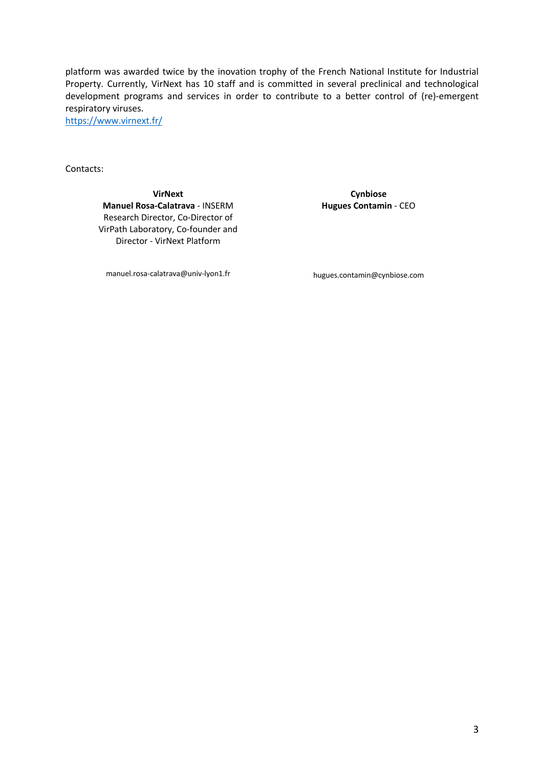platform was awarded twice by the inovation trophy of the French National Institute for Industrial Property. Currently, VirNext has 10 staff and is committed in several preclinical and technological development programs and services in order to contribute to a better control of (re)-emergent respiratory viruses.
https://www.virnext.fr/

Contacts:

**VirNext**
**Manuel Rosa-Calatrava** - INSERM Research Director, Co-Director of VirPath Laboratory, Co-founder and Director - VirNext Platform

manuel.rosa-calatrava@univ-lyon1.fr

**Cynbiose**
**Hugues Contamin** - CEO

hugues.contamin@cynbiose.com